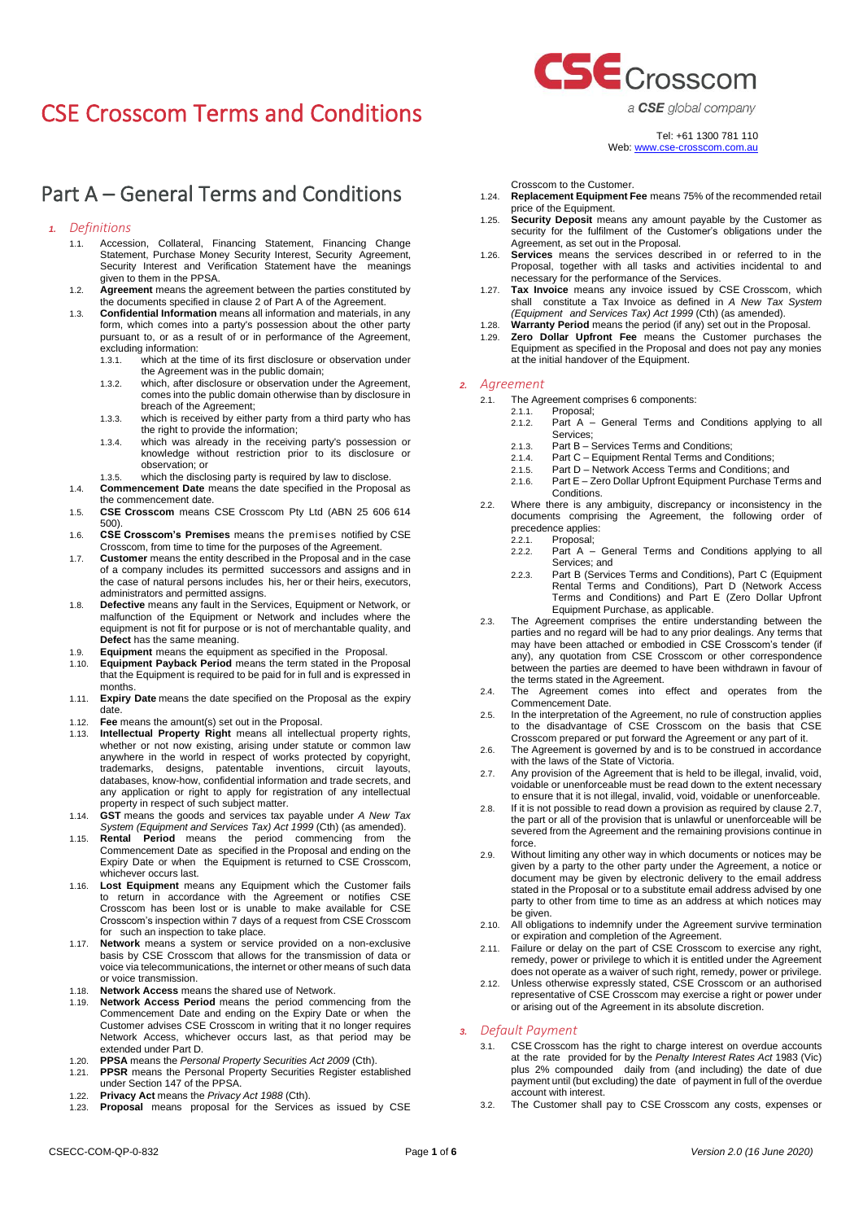# CSE Crosscom Terms and Conditions

a **CSE** global company

Tel: +61 1300 781 110
Web: www.cse-crosscom.com.au

# Part A – General Terms and Conditions

## 1. Definitions

1.1. Accession, Collateral, Financing Statement, Financing Change Statement, Purchase Money Security Interest, Security Agreement, Security Interest and Verification Statement have the meanings given to them in the PPSA.

1.2. **Agreement** means the agreement between the parties constituted by the documents specified in clause 2 of Part A of the Agreement.

1.3. **Confidential Information** means all information and materials, in any form, which comes into a party's possession about the other party pursuant to, or as a result of or in performance of the Agreement, excluding information:

1.3.1. which at the time of its first disclosure or observation under the Agreement was in the public domain;

1.3.2. which, after disclosure or observation under the Agreement, comes into the public domain otherwise than by disclosure in breach of the Agreement;

1.3.3. which is received by either party from a third party who has the right to provide the information;

1.3.4. which was already in the receiving party's possession or knowledge without restriction prior to its disclosure or observation; or

1.3.5. which the disclosing party is required by law to disclose.

1.4. **Commencement Date** means the date specified in the Proposal as the commencement date.

1.5. **CSE Crosscom** means CSE Crosscom Pty Ltd (ABN 25 606 614 500).

1.6. **CSE Crosscom's Premises** means the premises notified by CSE Crosscom, from time to time for the purposes of the Agreement.

1.7. **Customer** means the entity described in the Proposal and in the case of a company includes its permitted successors and assigns and in the case of natural persons includes his, her or their heirs, executors, administrators and permitted assigns.

1.8. **Defective** means any fault in the Services, Equipment or Network, or malfunction of the Equipment or Network and includes where the equipment is not fit for purpose or is not of merchantable quality, and **Defect** has the same meaning.

1.9. **Equipment** means the equipment as specified in the Proposal.

1.10. **Equipment Payback Period** means the term stated in the Proposal that the Equipment is required to be paid for in full and is expressed in months.

1.11. **Expiry Date** means the date specified on the Proposal as the expiry date.

1.12. **Fee** means the amount(s) set out in the Proposal.

1.13. **Intellectual Property Right** means all intellectual property rights, whether or not now existing, arising under statute or common law anywhere in the world in respect of works protected by copyright, trademarks, designs, patentable inventions, circuit layouts, databases, know-how, confidential information and trade secrets, and any application or right to apply for registration of any intellectual property in respect of such subject matter.

1.14. **GST** means the goods and services tax payable under *A New Tax System (Equipment and Services Tax) Act 1999* (Cth) (as amended).

1.15. **Rental Period** means the period commencing from the Commencement Date as specified in the Proposal and ending on the Expiry Date or when the Equipment is returned to CSE Crosscom, whichever occurs last.

1.16. **Lost Equipment** means any Equipment which the Customer fails to return in accordance with the Agreement or notifies CSE Crosscom has been lost or is unable to make available for CSE Crosscom's inspection within 7 days of a request from CSE Crosscom for such an inspection to take place.

1.17. **Network** means a system or service provided on a non-exclusive basis by CSE Crosscom that allows for the transmission of data or voice via telecommunications, the internet or other means of such data or voice transmission.

1.18. **Network Access** means the shared use of Network.

1.19. **Network Access Period** means the period commencing from the Commencement Date and ending on the Expiry Date or when the Customer advises CSE Crosscom in writing that it no longer requires Network Access, whichever occurs last, as that period may be extended under Part D.

1.20. **PPSA** means the *Personal Property Securities Act 2009* (Cth).

1.21. **PPSR** means the Personal Property Securities Register established under Section 147 of the PPSA.

1.22. **Privacy Act** means the *Privacy Act 1988* (Cth).

1.23. **Proposal** means proposal for the Services as issued by CSE Crosscom to the Customer.

1.24. **Replacement Equipment Fee** means 75% of the recommended retail price of the Equipment.

1.25. **Security Deposit** means any amount payable by the Customer as security for the fulfilment of the Customer's obligations under the Agreement, as set out in the Proposal.

1.26. **Services** means the services described in or referred to in the Proposal, together with all tasks and activities incidental to and necessary for the performance of the Services.

1.27. **Tax Invoice** means any invoice issued by CSE Crosscom, which shall constitute a Tax Invoice as defined in *A New Tax System (Equipment and Services Tax) Act 1999* (Cth) (as amended).

1.28. **Warranty Period** means the period (if any) set out in the Proposal.

1.29. **Zero Dollar Upfront Fee** means the Customer purchases the Equipment as specified in the Proposal and does not pay any monies at the initial handover of the Equipment.

## 2. Agreement

2.1. The Agreement comprises 6 components:

2.1.1. Proposal;

2.1.2. Part A – General Terms and Conditions applying to all Services;

2.1.3. Part B – Services Terms and Conditions;

2.1.4. Part C – Equipment Rental Terms and Conditions;

2.1.5. Part D – Network Access Terms and Conditions; and

2.1.6. Part E – Zero Dollar Upfront Equipment Purchase Terms and Conditions.

2.2. Where there is any ambiguity, discrepancy or inconsistency in the documents comprising the Agreement, the following order of precedence applies:

2.2.1. Proposal;

2.2.2. Part A – General Terms and Conditions applying to all Services; and

2.2.3. Part B (Services Terms and Conditions), Part C (Equipment Rental Terms and Conditions), Part D (Network Access Terms and Conditions) and Part E (Zero Dollar Upfront Equipment Purchase, as applicable.

2.3. The Agreement comprises the entire understanding between the parties and no regard will be had to any prior dealings. Any terms that may have been attached or embodied in CSE Crosscom's tender (if any), any quotation from CSE Crosscom or other correspondence between the parties are deemed to have been withdrawn in favour of the terms stated in the Agreement.

2.4. The Agreement comes into effect and operates from the Commencement Date.

2.5. In the interpretation of the Agreement, no rule of construction applies to the disadvantage of CSE Crosscom on the basis that CSE Crosscom prepared or put forward the Agreement or any part of it.

2.6. The Agreement is governed by and is to be construed in accordance with the laws of the State of Victoria.

2.7. Any provision of the Agreement that is held to be illegal, invalid, void, voidable or unenforceable must be read down to the extent necessary to ensure that it is not illegal, invalid, void, voidable or unenforceable.

2.8. If it is not possible to read down a provision as required by clause 2.7, the part or all of the provision that is unlawful or unenforceable will be severed from the Agreement and the remaining provisions continue in force.

2.9. Without limiting any other way in which documents or notices may be given by a party to the other party under the Agreement, a notice or document may be given by electronic delivery to the email address stated in the Proposal or to a substitute email address advised by one party to other from time to time as an address at which notices may be given.

2.10. All obligations to indemnify under the Agreement survive termination or expiration and completion of the Agreement.

2.11. Failure or delay on the part of CSE Crosscom to exercise any right, remedy, power or privilege to which it is entitled under the Agreement does not operate as a waiver of such right, remedy, power or privilege.

2.12. Unless otherwise expressly stated, CSE Crosscom or an authorised representative of CSE Crosscom may exercise a right or power under or arising out of the Agreement in its absolute discretion.

## 3. Default Payment

3.1. CSE Crosscom has the right to charge interest on overdue accounts at the rate provided for by the *Penalty Interest Rates Act* 1983 (Vic) plus 2% compounded daily from (and including) the date of due payment until (but excluding) the date of payment in full of the overdue account with interest.

3.2. The Customer shall pay to CSE Crosscom any costs, expenses or

CSECC-COM-QP-0-832

*Version 2.0 (16 June 2020)*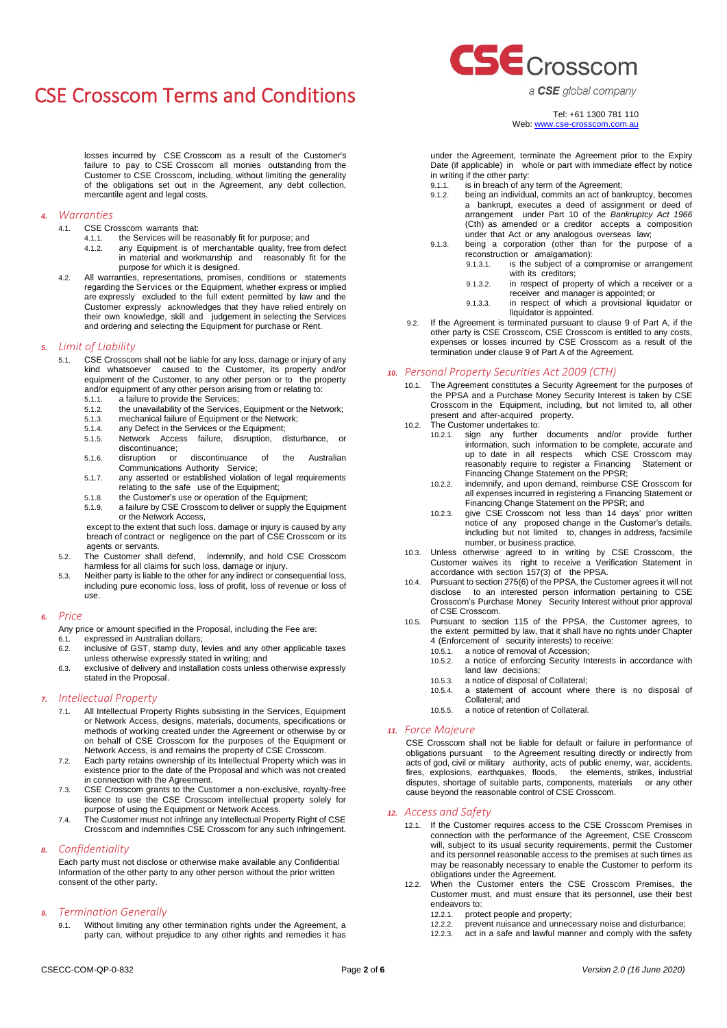losses incurred by CSE Crosscom as a result of the Customer's failure to pay to CSE Crosscom all monies outstanding from the Customer to CSE Crosscom, including, without limiting the generality of the obligations set out in the Agreement, any debt collection, mercantile agent and legal costs.

## 4. *Warranties*

4.1. CSE Crosscom warrants that:

4.1.1. the Services will be reasonably fit for purpose; and

4.1.2. any Equipment is of merchantable quality, free from defect in material and workmanship and reasonably fit for the purpose for which it is designed.

4.2. All warranties, representations, promises, conditions or statements regarding the Services or the Equipment, whether express or implied are expressly excluded to the full extent permitted by law and the Customer expressly acknowledges that they have relied entirely on their own knowledge, skill and judgement in selecting the Services and ordering and selecting the Equipment for purchase or Rent.

## 5. *Limit of Liability*

5.1. CSE Crosscom shall not be liable for any loss, damage or injury of any kind whatsoever caused to the Customer, its property and/or equipment of the Customer, to any other person or to the property and/or equipment of any other person arising from or relating to:

5.1.1. a failure to provide the Services;

5.1.2. the unavailability of the Services, Equipment or the Network;

5.1.3. mechanical failure of Equipment or the Network;

5.1.4. any Defect in the Services or the Equipment;

5.1.5. Network Access failure, disruption, disturbance, or discontinuance;

5.1.6. disruption or discontinuance of the Australian Communications Authority Service;

5.1.7. any asserted or established violation of legal requirements relating to the safe use of the Equipment;

5.1.8. the Customer's use or operation of the Equipment;

5.1.9. a failure by CSE Crosscom to deliver or supply the Equipment or the Network Access,

except to the extent that such loss, damage or injury is caused by any breach of contract or negligence on the part of CSE Crosscom or its agents or servants.

5.2. The Customer shall defend, indemnify, and hold CSE Crosscom harmless for all claims for such loss, damage or injury.

5.3. Neither party is liable to the other for any indirect or consequential loss, including pure economic loss, loss of profit, loss of revenue or loss of use.

## 6. *Price*

Any price or amount specified in the Proposal, including the Fee are:

6.1. expressed in Australian dollars;

6.2. inclusive of GST, stamp duty, levies and any other applicable taxes unless otherwise expressly stated in writing; and

6.3. exclusive of delivery and installation costs unless otherwise expressly stated in the Proposal.

## 7. *Intellectual Property*

7.1. All Intellectual Property Rights subsisting in the Services, Equipment or Network Access, designs, materials, documents, specifications or methods of working created under the Agreement or otherwise by or on behalf of CSE Crosscom for the purposes of the Equipment or Network Access, is and remains the property of CSE Crosscom.

7.2. Each party retains ownership of its Intellectual Property which was in existence prior to the date of the Proposal and which was not created in connection with the Agreement.

7.3. CSE Crosscom grants to the Customer a non-exclusive, royalty-free licence to use the CSE Crosscom intellectual property solely for purpose of using the Equipment or Network Access.

7.4. The Customer must not infringe any Intellectual Property Right of CSE Crosscom and indemnifies CSE Crosscom for any such infringement.

## 8. *Confidentiality*

Each party must not disclose or otherwise make available any Confidential Information of the other party to any other person without the prior written consent of the other party.

## 9. *Termination Generally*

9.1. Without limiting any other termination rights under the Agreement, a party can, without prejudice to any other rights and remedies it has under the Agreement, terminate the Agreement prior to the Expiry Date (if applicable) in whole or part with immediate effect by notice in writing if the other party:

9.1.1. is in breach of any term of the Agreement;

9.1.2. being an individual, commits an act of bankruptcy, becomes a bankrupt, executes a deed of assignment or deed of arrangement under Part 10 of the *Bankruptcy Act 1966* (Cth) as amended or a creditor accepts a composition under that Act or any analogous overseas law;

9.1.3. being a corporation (other than for the purpose of a reconstruction or amalgamation):

9.1.3.1. is the subject of a compromise or arrangement with its creditors;

9.1.3.2. in respect of property of which a receiver or a receiver and manager is appointed; or

9.1.3.3. in respect of which a provisional liquidator or liquidator is appointed.

9.2. If the Agreement is terminated pursuant to clause 9 of Part A, if the other party is CSE Crosscom, CSE Crosscom is entitled to any costs, expenses or losses incurred by CSE Crosscom as a result of the termination under clause 9 of Part A of the Agreement.

## 10. *Personal Property Securities Act 2009 (CTH)*

10.1. The Agreement constitutes a Security Agreement for the purposes of the PPSA and a Purchase Money Security Interest is taken by CSE Crosscom in the Equipment, including, but not limited to, all other present and after-acquired property.

10.2. The Customer undertakes to:

10.2.1. sign any further documents and/or provide further information, such information to be complete, accurate and up to date in all respects which CSE Crosscom may reasonably require to register a Financing Statement or Financing Change Statement on the PPSR;

10.2.2. indemnify, and upon demand, reimburse CSE Crosscom for all expenses incurred in registering a Financing Statement or Financing Change Statement on the PPSR; and

10.2.3. give CSE Crosscom not less than 14 days' prior written notice of any proposed change in the Customer's details, including but not limited to, changes in address, facsimile number, or business practice.

10.3. Unless otherwise agreed to in writing by CSE Crosscom, the Customer waives its right to receive a Verification Statement in accordance with section 157(3) of the PPSA.

10.4. Pursuant to section 275(6) of the PPSA, the Customer agrees it will not disclose to an interested person information pertaining to CSE Crosscom's Purchase Money Security Interest without prior approval of CSE Crosscom.

10.5. Pursuant to section 115 of the PPSA, the Customer agrees, to the extent permitted by law, that it shall have no rights under Chapter 4 (Enforcement of security interests) to receive:

10.5.1. a notice of removal of Accession;

10.5.2. a notice of enforcing Security Interests in accordance with land law decisions;

10.5.3. a notice of disposal of Collateral;

10.5.4. a statement of account where there is no disposal of Collateral; and

10.5.5. a notice of retention of Collateral.

## 11. *Force Majeure*

CSE Crosscom shall not be liable for default or failure in performance of obligations pursuant to the Agreement resulting directly or indirectly from acts of god, civil or military authority, acts of public enemy, war, accidents, fires, explosions, earthquakes, floods, the elements, strikes, industrial disputes, shortage of suitable parts, components, materials or any other cause beyond the reasonable control of CSE Crosscom.

## 12. *Access and Safety*

12.1. If the Customer requires access to the CSE Crosscom Premises in connection with the performance of the Agreement, CSE Crosscom will, subject to its usual security requirements, permit the Customer and its personnel reasonable access to the premises at such times as may be reasonably necessary to enable the Customer to perform its obligations under the Agreement.

12.2. When the Customer enters the CSE Crosscom Premises, the Customer must, and must ensure that its personnel, use their best endeavors to:

12.2.1. protect people and property;

12.2.2. prevent nuisance and unnecessary noise and disturbance;

12.2.3. act in a safe and lawful manner and comply with the safety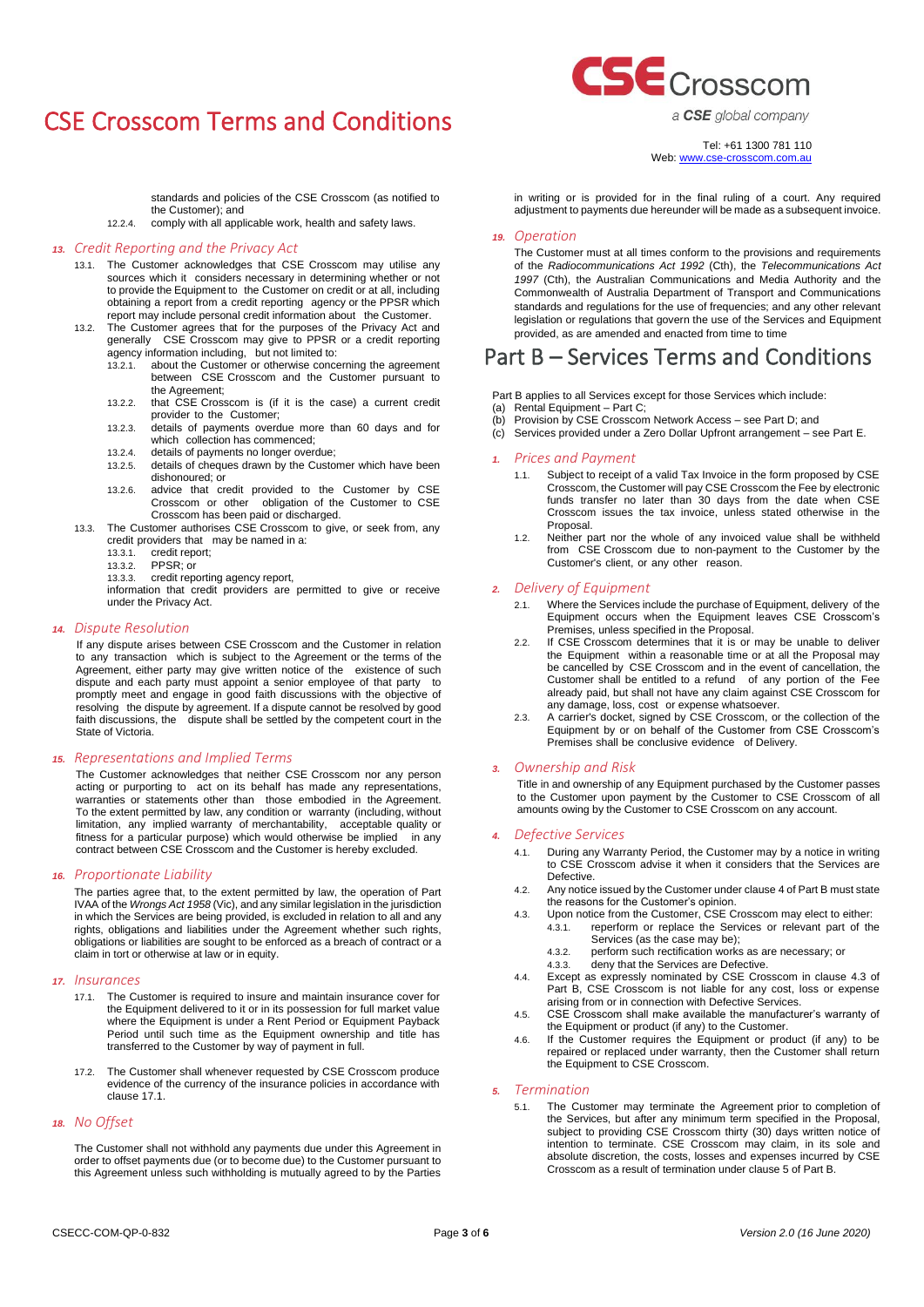standards and policies of the CSE Crosscom (as notified to the Customer); and

12.2.4. comply with all applicable work, health and safety laws.

### 13. Credit Reporting and the Privacy Act

13.1. The Customer acknowledges that CSE Crosscom may utilise any sources which it considers necessary in determining whether or not to provide the Equipment to the Customer on credit or at all, including obtaining a report from a credit reporting agency or the PPSR which report may include personal credit information about the Customer.

13.2. The Customer agrees that for the purposes of the Privacy Act and generally CSE Crosscom may give to PPSR or a credit reporting agency information including, but not limited to:

13.2.1. about the Customer or otherwise concerning the agreement between CSE Crosscom and the Customer pursuant to the Agreement;

13.2.2. that CSE Crosscom is (if it is the case) a current credit provider to the Customer;

13.2.3. details of payments overdue more than 60 days and for which collection has commenced;

13.2.4. details of payments no longer overdue;

13.2.5. details of cheques drawn by the Customer which have been dishonoured; or

13.2.6. advice that credit provided to the Customer by CSE Crosscom or other obligation of the Customer to CSE Crosscom has been paid or discharged.

13.3. The Customer authorises CSE Crosscom to give, or seek from, any credit providers that may be named in a:

13.3.1. credit report;

13.3.2. PPSR; or

13.3.3. credit reporting agency report,

information that credit providers are permitted to give or receive under the Privacy Act.

### 14. Dispute Resolution

If any dispute arises between CSE Crosscom and the Customer in relation to any transaction which is subject to the Agreement or the terms of the Agreement, either party may give written notice of the existence of such dispute and each party must appoint a senior employee of that party to promptly meet and engage in good faith discussions with the objective of resolving the dispute by agreement. If a dispute cannot be resolved by good faith discussions, the dispute shall be settled by the competent court in the State of Victoria.

### 15. Representations and Implied Terms

The Customer acknowledges that neither CSE Crosscom nor any person acting or purporting to act on its behalf has made any representations, warranties or statements other than those embodied in the Agreement. To the extent permitted by law, any condition or warranty (including, without limitation, any implied warranty of merchantability, acceptable quality or fitness for a particular purpose) which would otherwise be implied in any contract between CSE Crosscom and the Customer is hereby excluded.

### 16. Proportionate Liability

The parties agree that, to the extent permitted by law, the operation of Part IVAA of the *Wrongs Act 1958* (Vic), and any similar legislation in the jurisdiction in which the Services are being provided, is excluded in relation to all and any rights, obligations and liabilities under the Agreement whether such rights, obligations or liabilities are sought to be enforced as a breach of contract or a claim in tort or otherwise at law or in equity.

### 17. Insurances

17.1. The Customer is required to insure and maintain insurance cover for the Equipment delivered to it or in its possession for full market value where the Equipment is under a Rent Period or Equipment Payback Period until such time as the Equipment ownership and title has transferred to the Customer by way of payment in full.

17.2. The Customer shall whenever requested by CSE Crosscom produce evidence of the currency of the insurance policies in accordance with clause 17.1.

### 18. No Offset

The Customer shall not withhold any payments due under this Agreement in order to offset payments due (or to become due) to the Customer pursuant to this Agreement unless such withholding is mutually agreed to by the Parties in writing or is provided for in the final ruling of a court. Any required adjustment to payments due hereunder will be made as a subsequent invoice.

### 19. Operation

The Customer must at all times conform to the provisions and requirements of the *Radiocommunications Act 1992* (Cth), the *Telecommunications Act 1997* (Cth), the Australian Communications and Media Authority and the Commonwealth of Australia Department of Transport and Communications standards and regulations for the use of frequencies; and any other relevant legislation or regulations that govern the use of the Services and Equipment provided, as are amended and enacted from time to time

## Part B – Services Terms and Conditions

Part B applies to all Services except for those Services which include:

(a) Rental Equipment – Part C;

(b) Provision by CSE Crosscom Network Access – see Part D; and

(c) Services provided under a Zero Dollar Upfront arrangement – see Part E.

### 1. Prices and Payment

1.1. Subject to receipt of a valid Tax Invoice in the form proposed by CSE Crosscom, the Customer will pay CSE Crosscom the Fee by electronic funds transfer no later than 30 days from the date when CSE Crosscom issues the tax invoice, unless stated otherwise in the Proposal.

1.2. Neither part nor the whole of any invoiced value shall be withheld from CSE Crosscom due to non-payment to the Customer by the Customer's client, or any other reason.

### 2. Delivery of Equipment

2.1. Where the Services include the purchase of Equipment, delivery of the Equipment occurs when the Equipment leaves CSE Crosscom's Premises, unless specified in the Proposal.

2.2. If CSE Crosscom determines that it is or may be unable to deliver the Equipment within a reasonable time or at all the Proposal may be cancelled by CSE Crosscom and in the event of cancellation, the Customer shall be entitled to a refund of any portion of the Fee already paid, but shall not have any claim against CSE Crosscom for any damage, loss, cost or expense whatsoever.

2.3. A carrier's docket, signed by CSE Crosscom, or the collection of the Equipment by or on behalf of the Customer from CSE Crosscom's Premises shall be conclusive evidence of Delivery.

### 3. Ownership and Risk

Title in and ownership of any Equipment purchased by the Customer passes to the Customer upon payment by the Customer to CSE Crosscom of all amounts owing by the Customer to CSE Crosscom on any account.

### 4. Defective Services

4.1. During any Warranty Period, the Customer may by a notice in writing to CSE Crosscom advise it when it considers that the Services are Defective.

4.2. Any notice issued by the Customer under clause 4 of Part B must state the reasons for the Customer's opinion.

4.3. Upon notice from the Customer, CSE Crosscom may elect to either:

4.3.1. reperform or replace the Services or relevant part of the Services (as the case may be);

4.3.2. perform such rectification works as are necessary; or

4.3.3. deny that the Services are Defective.

4.4. Except as expressly nominated by CSE Crosscom in clause 4.3 of Part B, CSE Crosscom is not liable for any cost, loss or expense arising from or in connection with Defective Services.

4.5. CSE Crosscom shall make available the manufacturer's warranty of the Equipment or product (if any) to the Customer.

4.6. If the Customer requires the Equipment or product (if any) to be repaired or replaced under warranty, then the Customer shall return the Equipment to CSE Crosscom.

### 5. Termination

5.1. The Customer may terminate the Agreement prior to completion of the Services, but after any minimum term specified in the Proposal, subject to providing CSE Crosscom thirty (30) days written notice of intention to terminate. CSE Crosscom may claim, in its sole and absolute discretion, the costs, losses and expenses incurred by CSE Crosscom as a result of termination under clause 5 of Part B.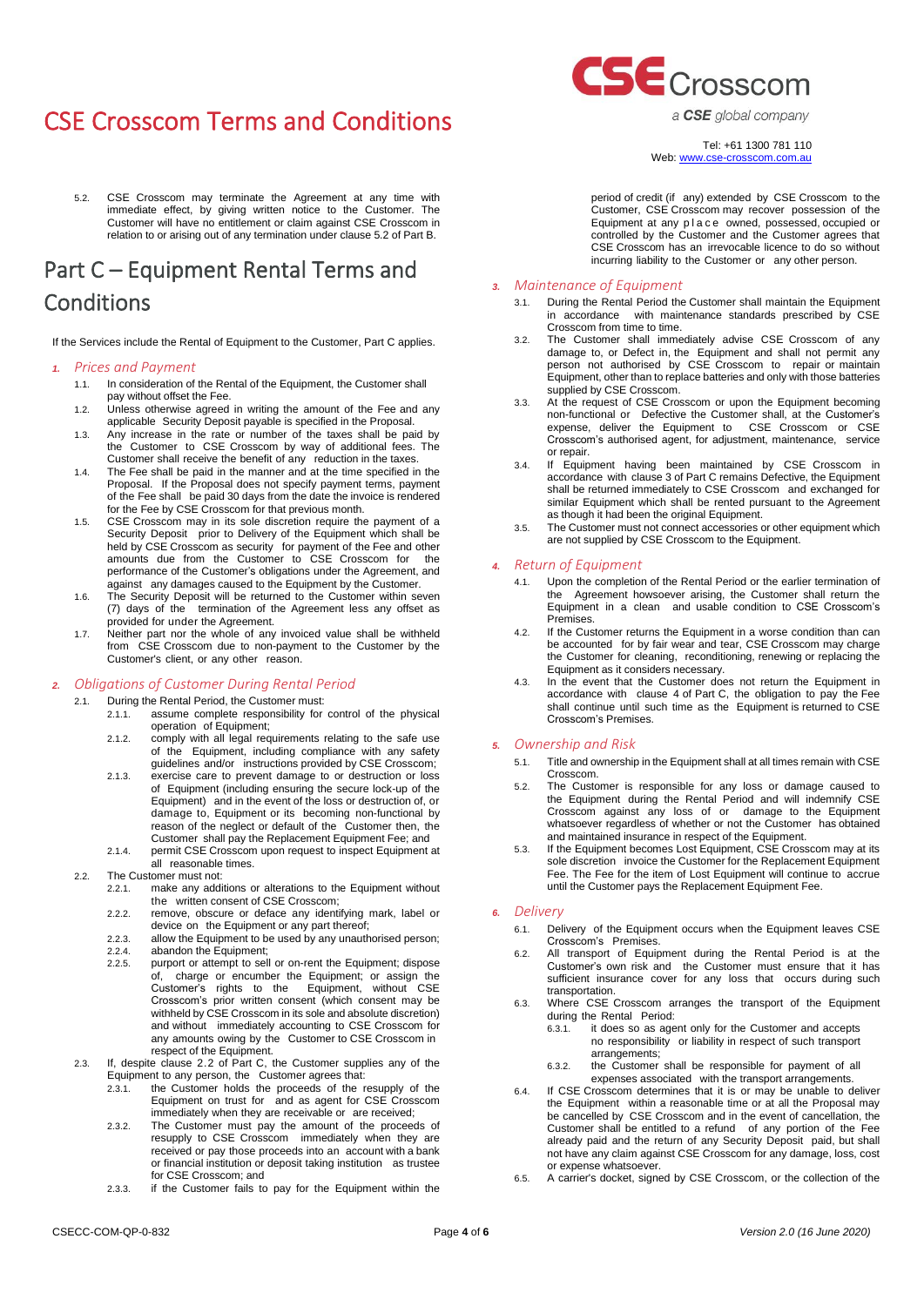5.2. CSE Crosscom may terminate the Agreement at any time with immediate effect, by giving written notice to the Customer. The Customer will have no entitlement or claim against CSE Crosscom in relation to or arising out of any termination under clause 5.2 of Part B.

# Part C – Equipment Rental Terms and Conditions

If the Services include the Rental of Equipment to the Customer, Part C applies.

## 1. Prices and Payment

1.1. In consideration of the Rental of the Equipment, the Customer shall pay without offset the Fee.

1.2. Unless otherwise agreed in writing the amount of the Fee and any applicable Security Deposit payable is specified in the Proposal.

1.3. Any increase in the rate or number of the taxes shall be paid by the Customer to CSE Crosscom by way of additional fees. The Customer shall receive the benefit of any reduction in the taxes.

1.4. The Fee shall be paid in the manner and at the time specified in the Proposal. If the Proposal does not specify payment terms, payment of the Fee shall be paid 30 days from the date the invoice is rendered for the Fee by CSE Crosscom for that previous month.

1.5. CSE Crosscom may in its sole discretion require the payment of a Security Deposit prior to Delivery of the Equipment which shall be held by CSE Crosscom as security for payment of the Fee and other amounts due from the Customer to CSE Crosscom for the performance of the Customer's obligations under the Agreement, and against any damages caused to the Equipment by the Customer.

1.6. The Security Deposit will be returned to the Customer within seven (7) days of the termination of the Agreement less any offset as provided for under the Agreement.

1.7. Neither part nor the whole of any invoiced value shall be withheld from CSE Crosscom due to non-payment to the Customer by the Customer's client, or any other reason.

## 2. Obligations of Customer During Rental Period

2.1. During the Rental Period, the Customer must:

- 2.1.1. assume complete responsibility for control of the physical operation of Equipment;
- 2.1.2. comply with all legal requirements relating to the safe use of the Equipment, including compliance with any safety guidelines and/or instructions provided by CSE Crosscom;
- 2.1.3. exercise care to prevent damage to or destruction or loss of Equipment (including ensuring the secure lock-up of the Equipment) and in the event of the loss or destruction of, or damage to, Equipment or its becoming non-functional by reason of the neglect or default of the Customer then, the Customer shall pay the Replacement Equipment Fee; and
- 2.1.4. permit CSE Crosscom upon request to inspect Equipment at all reasonable times.

2.2. The Customer must not:

- 2.2.1. make any additions or alterations to the Equipment without the written consent of CSE Crosscom;
- 2.2.2. remove, obscure or deface any identifying mark, label or device on the Equipment or any part thereof;
- 2.2.3. allow the Equipment to be used by any unauthorised person;
- 2.2.4. abandon the Equipment;
- 2.2.5. purport or attempt to sell or on-rent the Equipment; dispose of, charge or encumber the Equipment; or assign the Customer's rights to the Equipment, without CSE Crosscom's prior written consent (which consent may be withheld by CSE Crosscom in its sole and absolute discretion) and without immediately accounting to CSE Crosscom for any amounts owing by the Customer to CSE Crosscom in respect of the Equipment.

2.3. If, despite clause 2.2 of Part C, the Customer supplies any of the Equipment to any person, the Customer agrees that:

- 2.3.1. the Customer holds the proceeds of the resupply of the Equipment on trust for and as agent for CSE Crosscom immediately when they are receivable or are received;
- 2.3.2. The Customer must pay the amount of the proceeds of resupply to CSE Crosscom immediately when they are received or pay those proceeds into an account with a bank or financial institution or deposit taking institution as trustee for CSE Crosscom; and
- 2.3.3. if the Customer fails to pay for the Equipment within the period of credit (if any) extended by CSE Crosscom to the Customer, CSE Crosscom may recover possession of the Equipment at any place owned, possessed, occupied or controlled by the Customer and the Customer agrees that CSE Crosscom has an irrevocable licence to do so without incurring liability to the Customer or any other person.

## 3. Maintenance of Equipment

3.1. During the Rental Period the Customer shall maintain the Equipment in accordance with maintenance standards prescribed by CSE Crosscom from time to time.

3.2. The Customer shall immediately advise CSE Crosscom of any damage to, or Defect in, the Equipment and shall not permit any person not authorised by CSE Crosscom to repair or maintain Equipment, other than to replace batteries and only with those batteries supplied by CSE Crosscom.

3.3. At the request of CSE Crosscom or upon the Equipment becoming non-functional or Defective the Customer shall, at the Customer's expense, deliver the Equipment to CSE Crosscom or CSE Crosscom's authorised agent, for adjustment, maintenance, service or repair.

3.4. If Equipment having been maintained by CSE Crosscom in accordance with clause 3 of Part C remains Defective, the Equipment shall be returned immediately to CSE Crosscom and exchanged for similar Equipment which shall be rented pursuant to the Agreement as though it had been the original Equipment.

3.5. The Customer must not connect accessories or other equipment which are not supplied by CSE Crosscom to the Equipment.

## 4. Return of Equipment

4.1. Upon the completion of the Rental Period or the earlier termination of the Agreement howsoever arising, the Customer shall return the Equipment in a clean and usable condition to CSE Crosscom's Premises.

4.2. If the Customer returns the Equipment in a worse condition than can be accounted for by fair wear and tear, CSE Crosscom may charge the Customer for cleaning, reconditioning, renewing or replacing the Equipment as it considers necessary.

4.3. In the event that the Customer does not return the Equipment in accordance with clause 4 of Part C, the obligation to pay the Fee shall continue until such time as the Equipment is returned to CSE Crosscom's Premises.

## 5. Ownership and Risk

5.1. Title and ownership in the Equipment shall at all times remain with CSE Crosscom.

5.2. The Customer is responsible for any loss or damage caused to the Equipment during the Rental Period and will indemnify CSE Crosscom against any loss of or damage to the Equipment whatsoever regardless of whether or not the Customer has obtained and maintained insurance in respect of the Equipment.

5.3. If the Equipment becomes Lost Equipment, CSE Crosscom may at its sole discretion invoice the Customer for the Replacement Equipment Fee. The Fee for the item of Lost Equipment will continue to accrue until the Customer pays the Replacement Equipment Fee.

## 6. Delivery

6.1. Delivery of the Equipment occurs when the Equipment leaves CSE Crosscom's Premises.

6.2. All transport of Equipment during the Rental Period is at the Customer's own risk and the Customer must ensure that it has sufficient insurance cover for any loss that occurs during such transportation.

6.3. Where CSE Crosscom arranges the transport of the Equipment during the Rental Period:

- 6.3.1. it does so as agent only for the Customer and accepts no responsibility or liability in respect of such transport arrangements;
- 6.3.2. the Customer shall be responsible for payment of all expenses associated with the transport arrangements.

6.4. If CSE Crosscom determines that it is or may be unable to deliver the Equipment within a reasonable time or at all the Proposal may be cancelled by CSE Crosscom and in the event of cancellation, the Customer shall be entitled to a refund of any portion of the Fee already paid and the return of any Security Deposit paid, but shall not have any claim against CSE Crosscom for any damage, loss, cost or expense whatsoever.

6.5. A carrier's docket, signed by CSE Crosscom, or the collection of the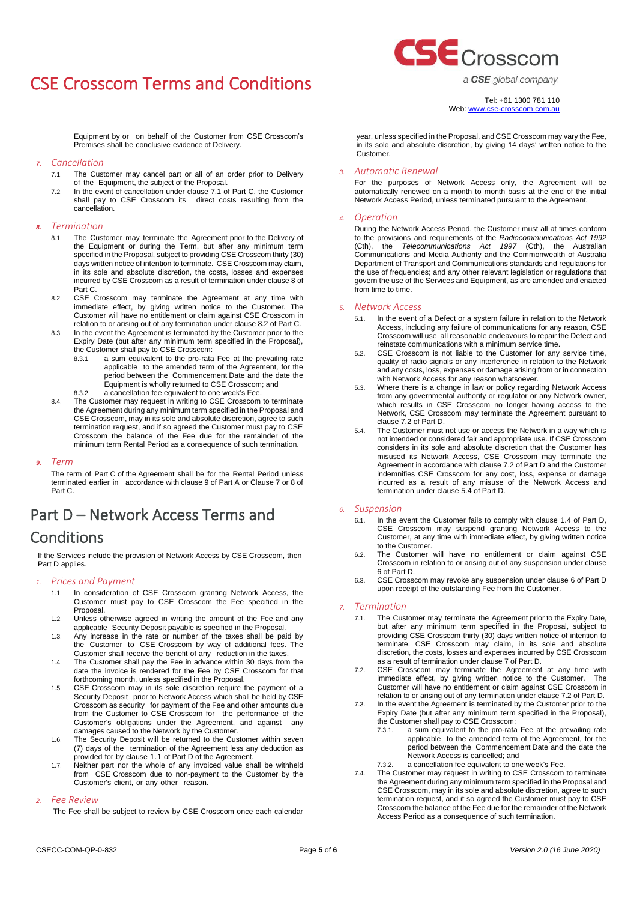Equipment by or on behalf of the Customer from CSE Crosscom's Premises shall be conclusive evidence of Delivery.

### 7. Cancellation

7.1. The Customer may cancel part or all of an order prior to Delivery of the Equipment, the subject of the Proposal.

7.2. In the event of cancellation under clause 7.1 of Part C, the Customer shall pay to CSE Crosscom its direct costs resulting from the cancellation.

### 8. Termination

8.1. The Customer may terminate the Agreement prior to the Delivery of the Equipment or during the Term, but after any minimum term specified in the Proposal, subject to providing CSE Crosscom thirty (30) days written notice of intention to terminate. CSE Crosscom may claim, in its sole and absolute discretion, the costs, losses and expenses incurred by CSE Crosscom as a result of termination under clause 8 of Part C.

8.2. CSE Crosscom may terminate the Agreement at any time with immediate effect, by giving written notice to the Customer. The Customer will have no entitlement or claim against CSE Crosscom in relation to or arising out of any termination under clause 8.2 of Part C.

8.3. In the event the Agreement is terminated by the Customer prior to the Expiry Date (but after any minimum term specified in the Proposal), the Customer shall pay to CSE Crosscom:

8.3.1. a sum equivalent to the pro-rata Fee at the prevailing rate applicable to the amended term of the Agreement, for the period between the Commencement Date and the date the Equipment is wholly returned to CSE Crosscom; and

8.3.2. a cancellation fee equivalent to one week's Fee.

8.4. The Customer may request in writing to CSE Crosscom to terminate the Agreement during any minimum term specified in the Proposal and CSE Crosscom, may in its sole and absolute discretion, agree to such termination request, and if so agreed the Customer must pay to CSE Crosscom the balance of the Fee due for the remainder of the minimum term Rental Period as a consequence of such termination.

### 9. Term

The term of Part C of the Agreement shall be for the Rental Period unless terminated earlier in accordance with clause 9 of Part A or Clause 7 or 8 of Part C.

## Part D – Network Access Terms and Conditions

If the Services include the provision of Network Access by CSE Crosscom, then Part D applies.

### 1. Prices and Payment

1.1. In consideration of CSE Crosscom granting Network Access, the Customer must pay to CSE Crosscom the Fee specified in the Proposal.

1.2. Unless otherwise agreed in writing the amount of the Fee and any applicable Security Deposit payable is specified in the Proposal.

1.3. Any increase in the rate or number of the taxes shall be paid by the Customer to CSE Crosscom by way of additional fees. The Customer shall receive the benefit of any reduction in the taxes.

1.4. The Customer shall pay the Fee in advance within 30 days from the date the invoice is rendered for the Fee by CSE Crosscom for that forthcoming month, unless specified in the Proposal.

1.5. CSE Crosscom may in its sole discretion require the payment of a Security Deposit prior to Network Access which shall be held by CSE Crosscom as security for payment of the Fee and other amounts due from the Customer to CSE Crosscom for the performance of the Customer's obligations under the Agreement, and against any damages caused to the Network by the Customer.

1.6. The Security Deposit will be returned to the Customer within seven (7) days of the termination of the Agreement less any deduction as provided for by clause 1.1 of Part D of the Agreement.

1.7. Neither part nor the whole of any invoiced value shall be withheld from CSE Crosscom due to non-payment to the Customer by the Customer's client, or any other reason.

### 2. Fee Review

The Fee shall be subject to review by CSE Crosscom once each calendar year, unless specified in the Proposal, and CSE Crosscom may vary the Fee, in its sole and absolute discretion, by giving 14 days' written notice to the Customer.

### 3. Automatic Renewal

For the purposes of Network Access only, the Agreement will be automatically renewed on a month to month basis at the end of the initial Network Access Period, unless terminated pursuant to the Agreement.

### 4. Operation

During the Network Access Period, the Customer must all at times conform to the provisions and requirements of the *Radiocommunications Act 1992* (Cth), the *Telecommunications Act 1997* (Cth), the Australian Communications and Media Authority and the Commonwealth of Australia Department of Transport and Communications standards and regulations for the use of frequencies; and any other relevant legislation or regulations that govern the use of the Services and Equipment, as are amended and enacted from time to time.

### 5. Network Access

5.1. In the event of a Defect or a system failure in relation to the Network Access, including any failure of communications for any reason, CSE Crosscom will use all reasonable endeavours to repair the Defect and reinstate communications with a minimum service time.

5.2. CSE Crosscom is not liable to the Customer for any service time, quality of radio signals or any interference in relation to the Network and any costs, loss, expenses or damage arising from or in connection with Network Access for any reason whatsoever.

5.3. Where there is a change in law or policy regarding Network Access from any governmental authority or regulator or any Network owner, which results in CSE Crosscom no longer having access to the Network, CSE Crosscom may terminate the Agreement pursuant to clause 7.2 of Part D.

5.4. The Customer must not use or access the Network in a way which is not intended or considered fair and appropriate use. If CSE Crosscom considers in its sole and absolute discretion that the Customer has misused its Network Access, CSE Crosscom may terminate the Agreement in accordance with clause 7.2 of Part D and the Customer indemnifies CSE Crosscom for any cost, loss, expense or damage incurred as a result of any misuse of the Network Access and termination under clause 5.4 of Part D.

### 6. Suspension

6.1. In the event the Customer fails to comply with clause 1.4 of Part D, CSE Crosscom may suspend granting Network Access to the Customer, at any time with immediate effect, by giving written notice to the Customer.

6.2. The Customer will have no entitlement or claim against CSE Crosscom in relation to or arising out of any suspension under clause 6 of Part D.

6.3. CSE Crosscom may revoke any suspension under clause 6 of Part D upon receipt of the outstanding Fee from the Customer.

### 7. Termination

7.1. The Customer may terminate the Agreement prior to the Expiry Date, but after any minimum term specified in the Proposal, subject to providing CSE Crosscom thirty (30) days written notice of intention to terminate. CSE Crosscom may claim, in its sole and absolute discretion, the costs, losses and expenses incurred by CSE Crosscom as a result of termination under clause 7 of Part D.

7.2. CSE Crosscom may terminate the Agreement at any time with immediate effect, by giving written notice to the Customer. The Customer will have no entitlement or claim against CSE Crosscom in relation to or arising out of any termination under clause 7.2 of Part D.

7.3. In the event the Agreement is terminated by the Customer prior to the Expiry Date (but after any minimum term specified in the Proposal), the Customer shall pay to CSE Crosscom:

7.3.1. a sum equivalent to the pro-rata Fee at the prevailing rate applicable to the amended term of the Agreement, for the period between the Commencement Date and the date the Network Access is cancelled; and

7.3.2. a cancellation fee equivalent to one week's Fee.

7.4. The Customer may request in writing to CSE Crosscom to terminate the Agreement during any minimum term specified in the Proposal and CSE Crosscom, may in its sole and absolute discretion, agree to such termination request, and if so agreed the Customer must pay to CSE Crosscom the balance of the Fee due for the remainder of the Network Access Period as a consequence of such termination.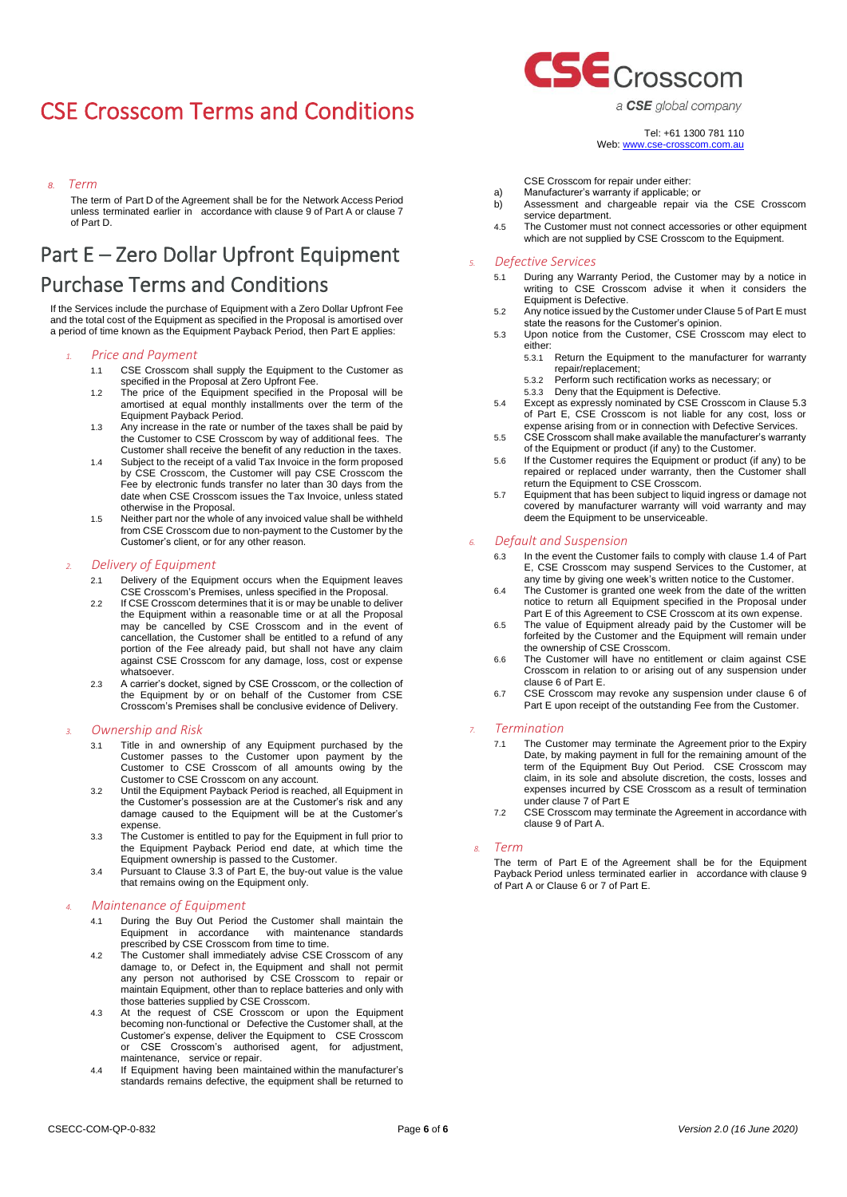# CSE Crosscom Terms and Conditions

## 8. Term

The term of Part D of the Agreement shall be for the Network Access Period unless terminated earlier in accordance with clause 9 of Part A or clause 7 of Part D.

# Part E – Zero Dollar Upfront Equipment Purchase Terms and Conditions

If the Services include the purchase of Equipment with a Zero Dollar Upfront Fee and the total cost of the Equipment as specified in the Proposal is amortised over a period of time known as the Equipment Payback Period, then Part E applies:

## 1. Price and Payment

1.1 CSE Crosscom shall supply the Equipment to the Customer as specified in the Proposal at Zero Upfront Fee.

1.2 The price of the Equipment specified in the Proposal will be amortised at equal monthly installments over the term of the Equipment Payback Period.

1.3 Any increase in the rate or number of the taxes shall be paid by the Customer to CSE Crosscom by way of additional fees. The Customer shall receive the benefit of any reduction in the taxes.

1.4 Subject to the receipt of a valid Tax Invoice in the form proposed by CSE Crosscom, the Customer will pay CSE Crosscom the Fee by electronic funds transfer no later than 30 days from the date when CSE Crosscom issues the Tax Invoice, unless stated otherwise in the Proposal.

1.5 Neither part nor the whole of any invoiced value shall be withheld from CSE Crosscom due to non-payment to the Customer by the Customer's client, or for any other reason.

## 2. Delivery of Equipment

2.1 Delivery of the Equipment occurs when the Equipment leaves CSE Crosscom's Premises, unless specified in the Proposal.

2.2 If CSE Crosscom determines that it is or may be unable to deliver the Equipment within a reasonable time or at all the Proposal may be cancelled by CSE Crosscom and in the event of cancellation, the Customer shall be entitled to a refund of any portion of the Fee already paid, but shall not have any claim against CSE Crosscom for any damage, loss, cost or expense whatsoever.

2.3 A carrier's docket, signed by CSE Crosscom, or the collection of the Equipment by or on behalf of the Customer from CSE Crosscom's Premises shall be conclusive evidence of Delivery.

## 3. Ownership and Risk

3.1 Title in and ownership of any Equipment purchased by the Customer passes to the Customer upon payment by the Customer to CSE Crosscom of all amounts owing by the Customer to CSE Crosscom on any account.

3.2 Until the Equipment Payback Period is reached, all Equipment in the Customer's possession are at the Customer's risk and any damage caused to the Equipment will be at the Customer's expense.

3.3 The Customer is entitled to pay for the Equipment in full prior to the Equipment Payback Period end date, at which time the Equipment ownership is passed to the Customer.

3.4 Pursuant to Clause 3.3 of Part E, the buy-out value is the value that remains owing on the Equipment only.

## 4. Maintenance of Equipment

4.1 During the Buy Out Period the Customer shall maintain the Equipment in accordance with maintenance standards prescribed by CSE Crosscom from time to time.

4.2 The Customer shall immediately advise CSE Crosscom of any damage to, or Defect in, the Equipment and shall not permit any person not authorised by CSE Crosscom to repair or maintain Equipment, other than to replace batteries and only with those batteries supplied by CSE Crosscom.

4.3 At the request of CSE Crosscom or upon the Equipment becoming non-functional or Defective the Customer shall, at the Customer's expense, deliver the Equipment to CSE Crosscom or CSE Crosscom's authorised agent, for adjustment, maintenance, service or repair.

4.4 If Equipment having been maintained within the manufacturer's standards remains defective, the equipment shall be returned to CSE Crosscom for repair under either:

a) Manufacturer's warranty if applicable; or

b) Assessment and chargeable repair via the CSE Crosscom service department.

4.5 The Customer must not connect accessories or other equipment which are not supplied by CSE Crosscom to the Equipment.

## 5. Defective Services

5.1 During any Warranty Period, the Customer may by a notice in writing to CSE Crosscom advise it when it considers the Equipment is Defective.

5.2 Any notice issued by the Customer under Clause 5 of Part E must state the reasons for the Customer's opinion.

5.3 Upon notice from the Customer, CSE Crosscom may elect to either:

- 5.3.1 Return the Equipment to the manufacturer for warranty repair/replacement;
- 5.3.2 Perform such rectification works as necessary; or
- 5.3.3 Deny that the Equipment is Defective.

5.4 Except as expressly nominated by CSE Crosscom in Clause 5.3 of Part E, CSE Crosscom is not liable for any cost, loss or expense arising from or in connection with Defective Services.

5.5 CSE Crosscom shall make available the manufacturer's warranty of the Equipment or product (if any) to the Customer.

5.6 If the Customer requires the Equipment or product (if any) to be repaired or replaced under warranty, then the Customer shall return the Equipment to CSE Crosscom.

5.7 Equipment that has been subject to liquid ingress or damage not covered by manufacturer warranty will void warranty and may deem the Equipment to be unserviceable.

## 6. Default and Suspension

6.3 In the event the Customer fails to comply with clause 1.4 of Part E, CSE Crosscom may suspend Services to the Customer, at any time by giving one week's written notice to the Customer.

6.4 The Customer is granted one week from the date of the written notice to return all Equipment specified in the Proposal under Part E of this Agreement to CSE Crosscom at its own expense.

6.5 The value of Equipment already paid by the Customer will be forfeited by the Customer and the Equipment will remain under the ownership of CSE Crosscom.

6.6 The Customer will have no entitlement or claim against CSE Crosscom in relation to or arising out of any suspension under clause 6 of Part E.

6.7 CSE Crosscom may revoke any suspension under clause 6 of Part E upon receipt of the outstanding Fee from the Customer.

## 7. Termination

7.1 The Customer may terminate the Agreement prior to the Expiry Date, by making payment in full for the remaining amount of the term of the Equipment Buy Out Period. CSE Crosscom may claim, in its sole and absolute discretion, the costs, losses and expenses incurred by CSE Crosscom as a result of termination under clause 7 of Part E

7.2 CSE Crosscom may terminate the Agreement in accordance with clause 9 of Part A.

## 8. Term

The term of Part E of the Agreement shall be for the Equipment Payback Period unless terminated earlier in accordance with clause 9 of Part A or Clause 6 or 7 of Part E.